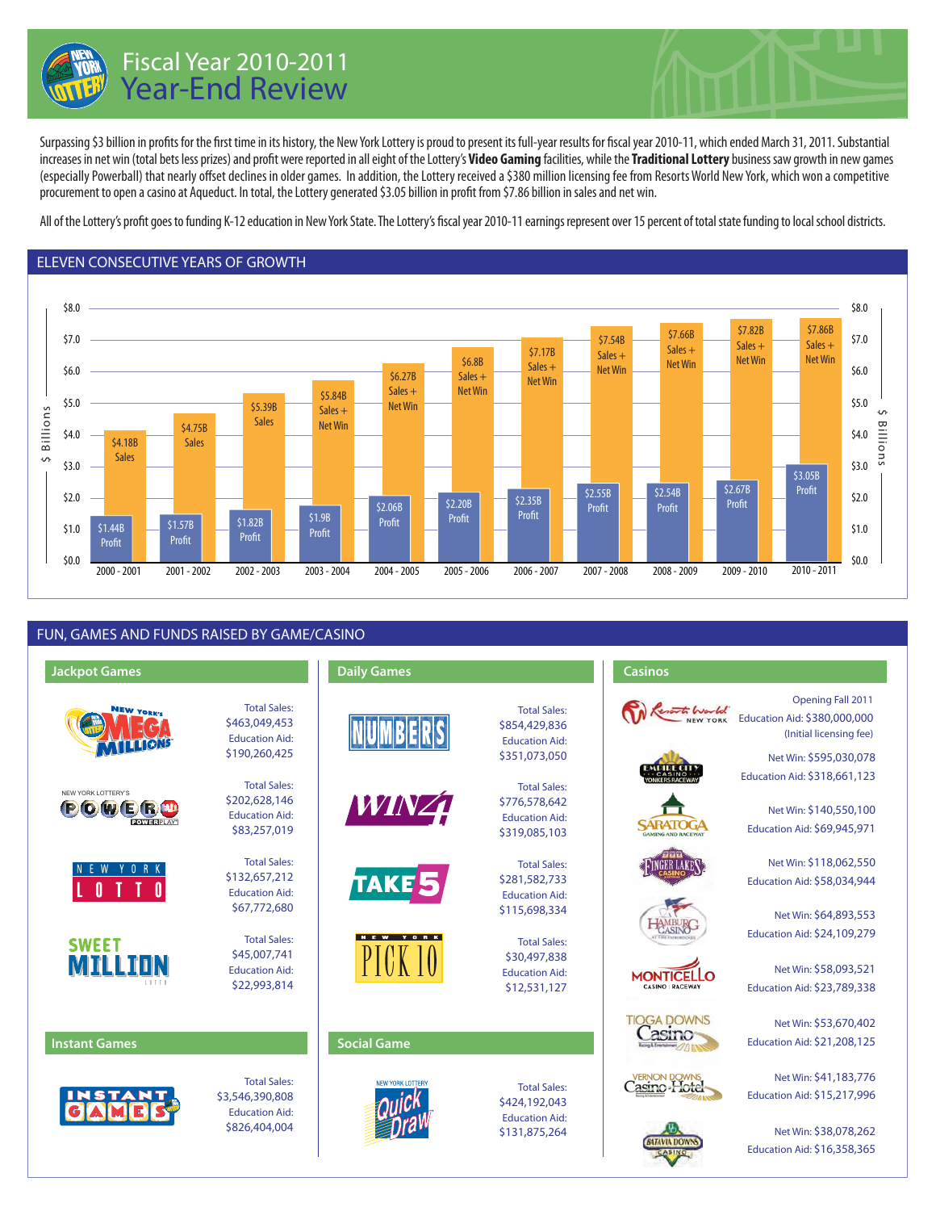# Fiscal Year 2010-2011
# Year-End Review

Surpassing $3 billion in profits for the first time in its history, the New York Lottery is proud to present its full-year results for fiscal year 2010-11, which ended March 31, 2011. Substantial increases in net win (total bets less prizes) and profit were reported in all eight of the Lottery's **Video Gaming** facilities, while the **Traditional Lottery** business saw growth in new games (especially Powerball) that nearly offset declines in older games. In addition, the Lottery received a $380 million licensing fee from Resorts World New York, which won a competitive procurement to open a casino at Aqueduct. In total, the Lottery generated $3.05 billion in profit from $7.86 billion in sales and net win.

All of the Lottery's profit goes to funding K-12 education in New York State. The Lottery's fiscal year 2010-11 earnings represent over 15 percent of total state funding to local school districts.

## ELEVEN CONSECUTIVE YEARS OF GROWTH

| Fiscal Year | Sales / Sales + Net Win | Profit |
|---|---|---|
| 2000 - 2001 | $4.18B Sales | $1.44B Profit |
| 2001 - 2002 | $4.75B Sales | $1.57B Profit |
| 2002 - 2003 | $5.39B Sales | $1.82B Profit |
| 2003 - 2004 | $5.84B Sales + Net Win | $1.9B Profit |
| 2004 - 2005 | $6.27B Sales + Net Win | $2.06B Profit |
| 2005 - 2006 | $6.8B Sales + Net Win | $2.20B Profit |
| 2006 - 2007 | $7.17B Sales + Net Win | $2.35B Profit |
| 2007 - 2008 | $7.54B Sales + Net Win | $2.55B Profit |
| 2008 - 2009 | $7.66B Sales + Net Win | $2.54B Profit |
| 2009 - 2010 | $7.82B Sales + Net Win | $2.67B Profit |
| 2010 - 2011 | $7.86B Sales + Net Win | $3.05B Profit |

## FUN, GAMES AND FUNDS RAISED BY GAME/CASINO

### Jackpot Games

| Game | Total Sales | Education Aid |
|---|---|---|
| New York's Mega Millions | $463,049,453 | $190,260,425 |
| New York Lottery's Powerball | $202,628,146 | $83,257,019 |
| New York Lotto | $132,657,212 | $67,772,680 |
| Sweet Million | $45,007,741 | $22,993,814 |

### Daily Games

| Game | Total Sales | Education Aid |
|---|---|---|
| Numbers | $854,429,836 | $351,073,050 |
| Win 4 | $776,578,642 | $319,085,103 |
| Take 5 | $281,582,733 | $115,698,334 |
| New York Pick 10 | $30,497,838 | $12,531,127 |

### Instant Games

| Game | Total Sales | Education Aid |
|---|---|---|
| Instant Games | $3,546,390,808 | $826,404,004 |

### Social Game

| Game | Total Sales | Education Aid |
|---|---|---|
| Quick Draw | $424,192,043 | $131,875,264 |

### Casinos

| Casino | Net Win | Education Aid |
|---|---|---|
| Resorts World New York (Opening Fall 2011) | | $380,000,000 (Initial licensing fee) |
| Empire City Casino | $595,030,078 | $318,661,123 |
| Saratoga | $140,550,100 | $69,945,971 |
| Finger Lakes Casino | $118,062,550 | $58,034,944 |
| Hamburg Casino | $64,893,553 | $24,109,279 |
| Monticello Casino & Raceway | $58,093,521 | $23,789,338 |
| Tioga Downs Casino | $53,670,402 | $21,208,125 |
| Vernon Downs Casino Hotel | $41,183,776 | $15,217,996 |
| Batavia Downs Casino | $38,078,262 | $16,358,365 |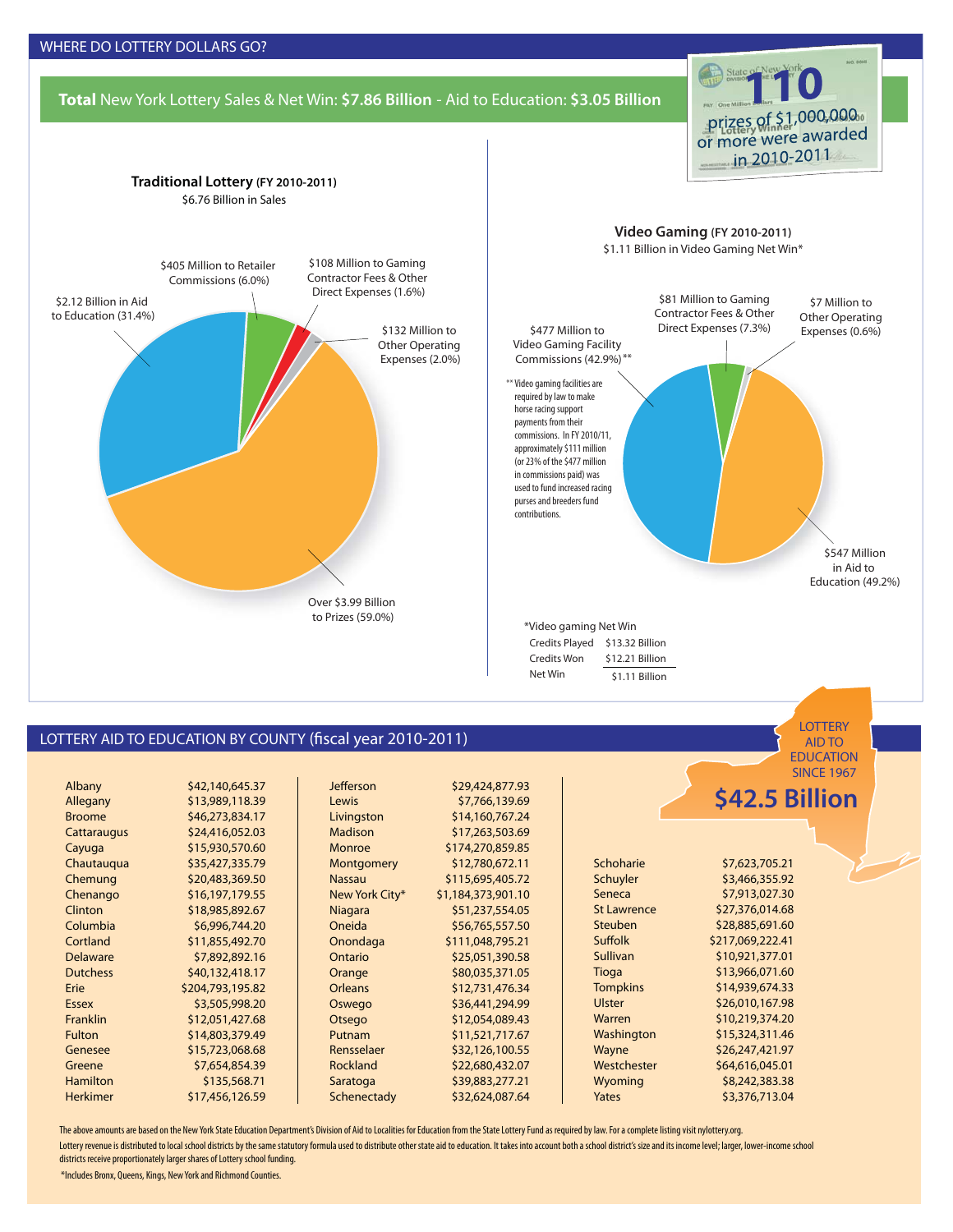## WHERE DO LOTTERY DOLLARS GO?

**Total** New York Lottery Sales & Net Win: **$7.86 Billion** - Aid to Education: **$3.05 Billion**

110 prizes of $1,000,000 or more were awarded in 2010-2011

### Traditional Lottery (FY 2010-2011)

$6.76 Billion in Sales

$2.12 Billion in Aid to Education (31.4%)

$405 Million to Retailer Commissions (6.0%)

$108 Million to Gaming Contractor Fees & Other Direct Expenses (1.6%)

$132 Million to Other Operating Expenses (2.0%)

Over $3.99 Billion to Prizes (59.0%)

### Video Gaming (FY 2010-2011)

$1.11 Billion in Video Gaming Net Win*

$477 Million to Video Gaming Facility Commissions (42.9%)**

$81 Million to Gaming Contractor Fees & Other Direct Expenses (7.3%)

$7 Million to Other Operating Expenses (0.6%)

$547 Million in Aid to Education (49.2%)

** Video gaming facilities are required by law to make horse racing support payments from their commissions. In FY 2010/11, approximately $111 million (or 23% of the $477 million in commissions paid) was used to fund increased racing purses and breeders fund contributions.

*Video gaming Net Win

| | |
|---|---|
| Credits Played | $13.32 Billion |
| Credits Won | $12.21 Billion |
| Net Win | $1.11 Billion |

## LOTTERY AID TO EDUCATION BY COUNTY (fiscal year 2010-2011)

LOTTERY AID TO EDUCATION SINCE 1967 **$42.5 Billion**

| | | | | | |
|---|---|---|---|---|---|
| Albany | $42,140,645.37 | Jefferson | $29,424,877.93 | Schoharie | $7,623,705.21 |
| Allegany | $13,989,118.39 | Lewis | $7,766,139.69 | Schuyler | $3,466,355.92 |
| Broome | $46,273,834.17 | Livingston | $14,160,767.24 | Seneca | $7,913,027.30 |
| Cattaraugus | $24,416,052.03 | Madison | $17,263,503.69 | St Lawrence | $27,376,014.68 |
| Cayuga | $15,930,570.60 | Monroe | $174,270,859.85 | Steuben | $28,885,691.60 |
| Chautauqua | $35,427,335.79 | Montgomery | $12,780,672.11 | Suffolk | $217,069,222.41 |
| Chemung | $20,483,369.50 | Nassau | $115,695,405.72 | Sullivan | $10,921,377.01 |
| Chenango | $16,197,179.55 | New York City* | $1,184,373,901.10 | Tioga | $13,966,071.60 |
| Clinton | $18,985,892.67 | Niagara | $51,237,554.05 | Tompkins | $14,939,674.33 |
| Columbia | $6,996,744.20 | Oneida | $56,765,557.50 | Ulster | $26,010,167.98 |
| Cortland | $11,855,492.70 | Onondaga | $111,048,795.21 | Warren | $10,219,374.20 |
| Delaware | $7,892,892.16 | Ontario | $25,051,390.58 | Washington | $15,324,311.46 |
| Dutchess | $40,132,418.17 | Orange | $80,035,371.05 | Wayne | $26,247,421.97 |
| Erie | $204,793,195.82 | Orleans | $12,731,476.34 | Westchester | $64,616,045.01 |
| Essex | $3,505,998.20 | Oswego | $36,441,294.99 | Wyoming | $8,242,383.38 |
| Franklin | $12,051,427.68 | Otsego | $12,054,089.43 | Yates | $3,376,713.04 |
| Fulton | $14,803,379.49 | Putnam | $11,521,717.67 | | |
| Genesee | $15,723,068.68 | Rensselaer | $32,126,100.55 | | |
| Greene | $7,654,854.39 | Rockland | $22,680,432.07 | | |
| Hamilton | $135,568.71 | Saratoga | $39,883,277.21 | | |
| Herkimer | $17,456,126.59 | Schenectady | $32,624,087.64 | | |

The above amounts are based on the New York State Education Department's Division of Aid to Localities for Education from the State Lottery Fund as required by law. For a complete listing visit nylottery.org.

Lottery revenue is distributed to local school districts by the same statutory formula used to distribute other state aid to education. It takes into account both a school district's size and its income level; larger, lower-income school districts receive proportionately larger shares of Lottery school funding.

*Includes Bronx, Queens, Kings, New York and Richmond Counties.